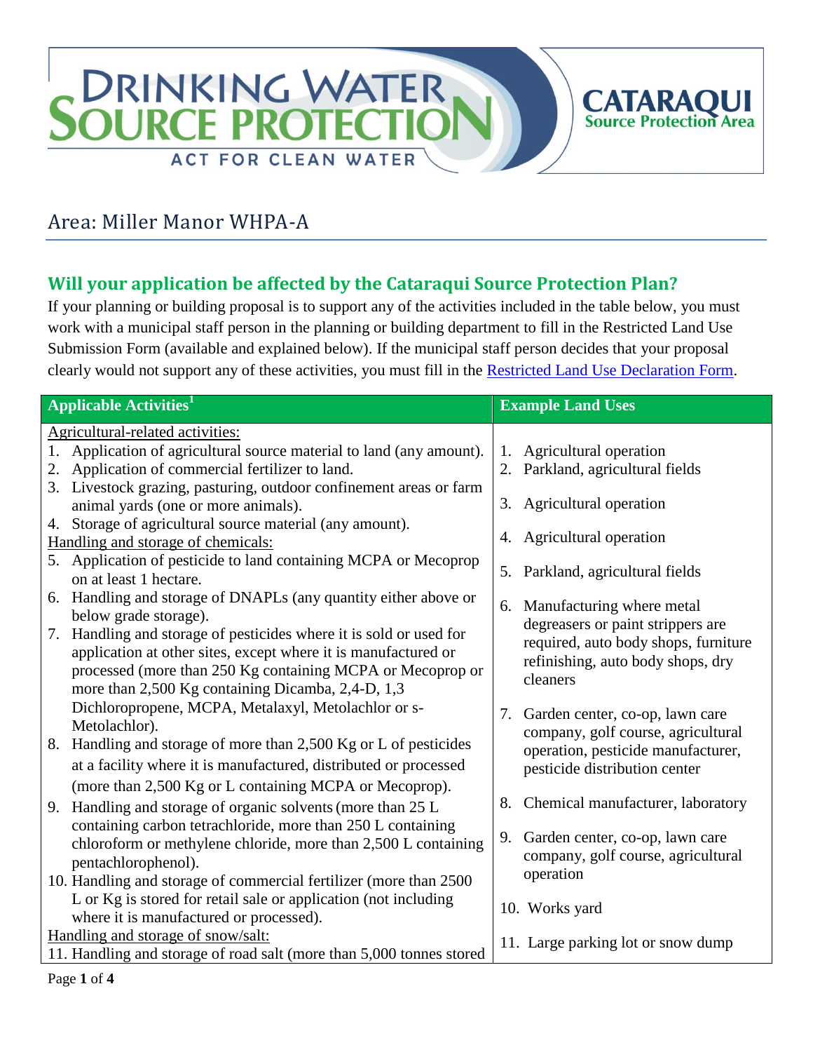DRINKING WATER SOURCE PROTECTION
ACT FOR CLEAN WATER

CATARAQUI Source Protection Area

# Area: Miller Manor WHPA-A

## Will your application be affected by the Cataraqui Source Protection Plan?

If your planning or building proposal is to support any of the activities included in the table below, you must work with a municipal staff person in the planning or building department to fill in the Restricted Land Use Submission Form (available and explained below). If the municipal staff person decides that your proposal clearly would not support any of these activities, you must fill in the [Restricted Land Use Declaration Form](#).

| Applicable Activities[1] | Example Land Uses |
|---|---|
| Agricultural-related activities: | |
| 1. Application of agricultural source material to land (any amount). | 1. Agricultural operation |
| 2. Application of commercial fertilizer to land. | 2. Parkland, agricultural fields |
| 3. Livestock grazing, pasturing, outdoor confinement areas or farm animal yards (one or more animals). | 3. Agricultural operation |
| 4. Storage of agricultural source material (any amount). | 4. Agricultural operation |
| Handling and storage of chemicals: | |
| 5. Application of pesticide to land containing MCPA or Mecoprop on at least 1 hectare. | 5. Parkland, agricultural fields |
| 6. Handling and storage of DNAPLs (any quantity either above or below grade storage). | 6. Manufacturing where metal degreasers or paint strippers are required, auto body shops, furniture refinishing, auto body shops, dry cleaners |
| 7. Handling and storage of pesticides where it is sold or used for application at other sites, except where it is manufactured or processed (more than 250 Kg containing MCPA or Mecoprop or more than 2,500 Kg containing Dicamba, 2,4-D, 1,3 Dichloropropene, MCPA, Metalaxyl, Metolachlor or s-Metolachlor). | 7. Garden center, co-op, lawn care company, golf course, agricultural operation, pesticide manufacturer, pesticide distribution center |
| 8. Handling and storage of more than 2,500 Kg or L of pesticides at a facility where it is manufactured, distributed or processed (more than 2,500 Kg or L containing MCPA or Mecoprop). | 8. Chemical manufacturer, laboratory |
| 9. Handling and storage of organic solvents (more than 25 L containing carbon tetrachloride, more than 250 L containing chloroform or methylene chloride, more than 2,500 L containing pentachlorophenol). | 9. Garden center, co-op, lawn care company, golf course, agricultural operation |
| 10. Handling and storage of commercial fertilizer (more than 2500 L or Kg is stored for retail sale or application (not including where it is manufactured or processed). | 10. Works yard |
| Handling and storage of snow/salt: | |
| 11. Handling and storage of road salt (more than 5,000 tonnes stored | 11. Large parking lot or snow dump |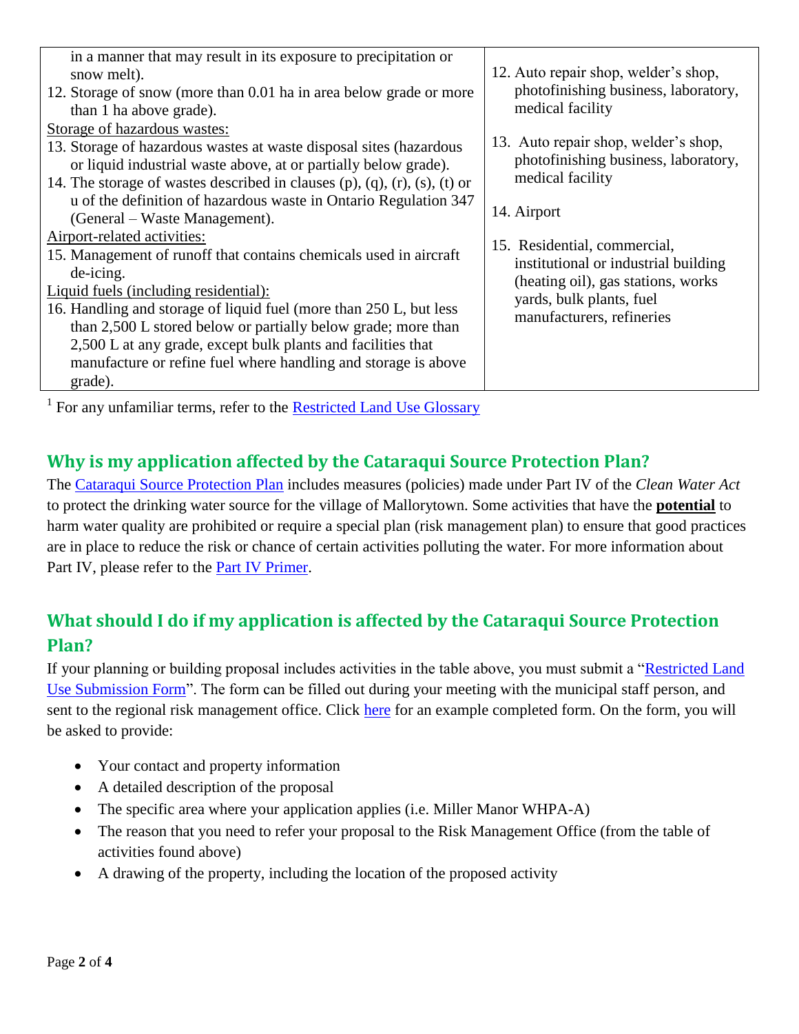| | |
|---|---|
| in a manner that may result in its exposure to precipitation or snow melt). | |
| 12. Storage of snow (more than 0.01 ha in area below grade or more than 1 ha above grade). | 12. Auto repair shop, welder's shop, photofinishing business, laboratory, medical facility |
| <u>Storage of hazardous wastes:</u><br>13. Storage of hazardous wastes at waste disposal sites (hazardous or liquid industrial waste above, at or partially below grade). | 13. Auto repair shop, welder's shop, photofinishing business, laboratory, medical facility |
| 14. The storage of wastes described in clauses (p), (q), (r), (s), (t) or u of the definition of hazardous waste in Ontario Regulation 347 (General – Waste Management). | 14. Airport |
| <u>Airport-related activities:</u><br>15. Management of runoff that contains chemicals used in aircraft de-icing. | 15. Residential, commercial, institutional or industrial building (heating oil), gas stations, works yards, bulk plants, fuel manufacturers, refineries |
| <u>Liquid fuels (including residential):</u><br>16. Handling and storage of liquid fuel (more than 250 L, but less than 2,500 L stored below or partially below grade; more than 2,500 L at any grade, except bulk plants and facilities that manufacture or refine fuel where handling and storage is above grade). | |

[1] For any unfamiliar terms, refer to the Restricted Land Use Glossary

## Why is my application affected by the Cataraqui Source Protection Plan?

The Cataraqui Source Protection Plan includes measures (policies) made under Part IV of the *Clean Water Act* to protect the drinking water source for the village of Mallorytown. Some activities that have the **<u>potential</u>** to harm water quality are prohibited or require a special plan (risk management plan) to ensure that good practices are in place to reduce the risk or chance of certain activities polluting the water. For more information about Part IV, please refer to the Part IV Primer.

## What should I do if my application is affected by the Cataraqui Source Protection Plan?

If your planning or building proposal includes activities in the table above, you must submit a "Restricted Land Use Submission Form". The form can be filled out during your meeting with the municipal staff person, and sent to the regional risk management office. Click here for an example completed form. On the form, you will be asked to provide:

- Your contact and property information
- A detailed description of the proposal
- The specific area where your application applies (i.e. Miller Manor WHPA-A)
- The reason that you need to refer your proposal to the Risk Management Office (from the table of activities found above)
- A drawing of the property, including the location of the proposed activity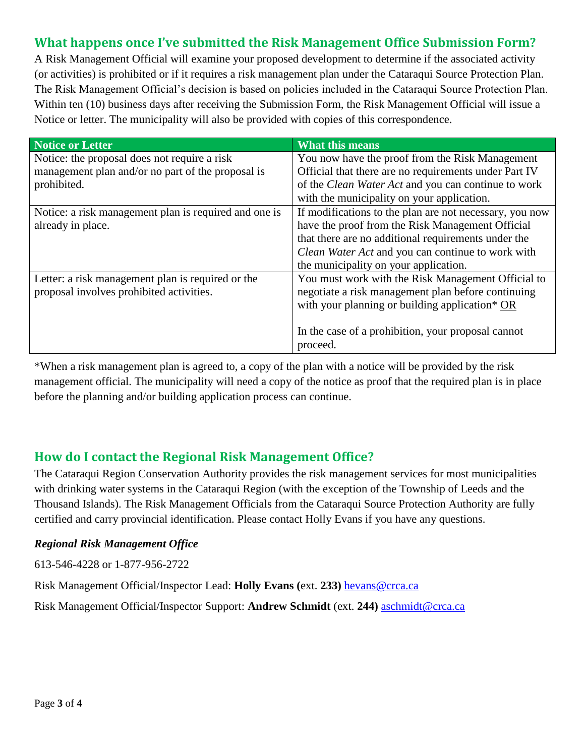## What happens once I've submitted the Risk Management Office Submission Form?

A Risk Management Official will examine your proposed development to determine if the associated activity (or activities) is prohibited or if it requires a risk management plan under the Cataraqui Source Protection Plan. The Risk Management Official's decision is based on policies included in the Cataraqui Source Protection Plan. Within ten (10) business days after receiving the Submission Form, the Risk Management Official will issue a Notice or letter. The municipality will also be provided with copies of this correspondence.

| Notice or Letter | What this means |
|---|---|
| Notice: the proposal does not require a risk management plan and/or no part of the proposal is prohibited. | You now have the proof from the Risk Management Official that there are no requirements under Part IV of the *Clean Water Act* and you can continue to work with the municipality on your application. |
| Notice: a risk management plan is required and one is already in place. | If modifications to the plan are not necessary, you now have the proof from the Risk Management Official that there are no additional requirements under the *Clean Water Act* and you can continue to work with the municipality on your application. |
| Letter: a risk management plan is required or the proposal involves prohibited activities. | You must work with the Risk Management Official to negotiate a risk management plan before continuing with your planning or building application* <u>OR</u><br><br>In the case of a prohibition, your proposal cannot proceed. |

*When a risk management plan is agreed to, a copy of the plan with a notice will be provided by the risk management official. The municipality will need a copy of the notice as proof that the required plan is in place before the planning and/or building application process can continue.

## How do I contact the Regional Risk Management Office?

The Cataraqui Region Conservation Authority provides the risk management services for most municipalities with drinking water systems in the Cataraqui Region (with the exception of the Township of Leeds and the Thousand Islands). The Risk Management Officials from the Cataraqui Source Protection Authority are fully certified and carry provincial identification. Please contact Holly Evans if you have any questions.

***Regional Risk Management Office***

613-546-4228 or 1-877-956-2722

Risk Management Official/Inspector Lead: **Holly Evans (**ext. **233)** hevans@crca.ca

Risk Management Official/Inspector Support: **Andrew Schmidt** (ext. **244)** aschmidt@crca.ca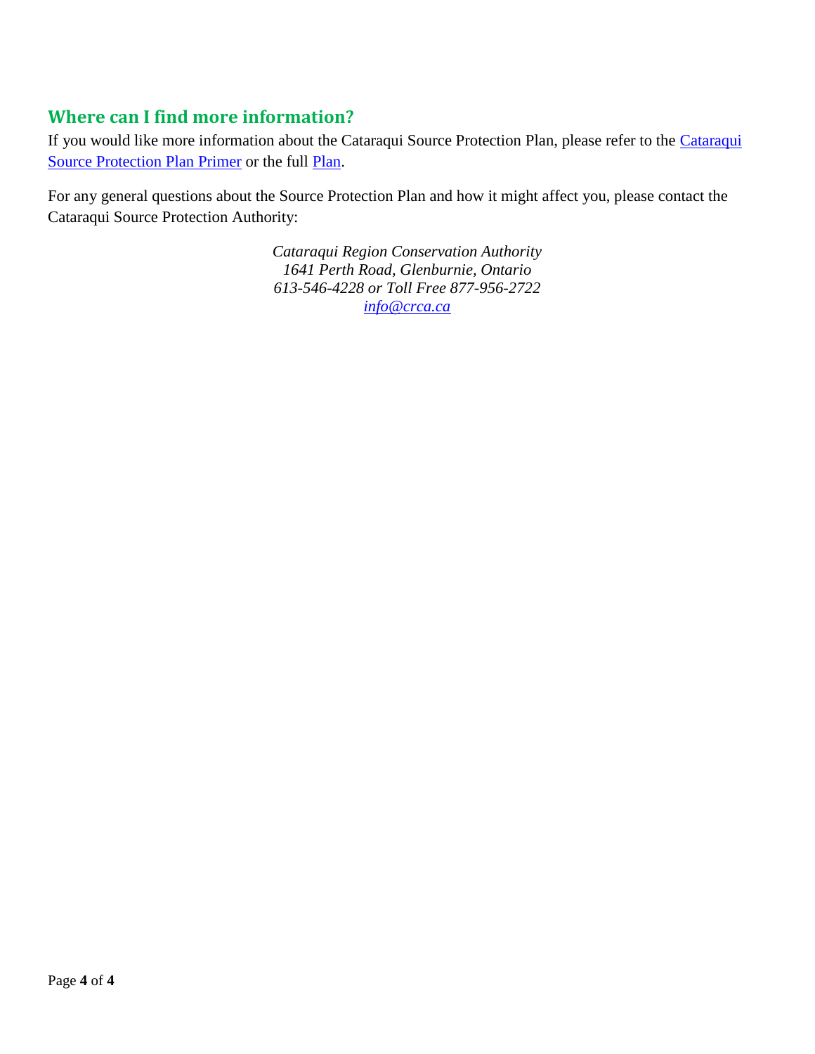## Where can I find more information?

If you would like more information about the Cataraqui Source Protection Plan, please refer to the Cataraqui Source Protection Plan Primer or the full Plan.

For any general questions about the Source Protection Plan and how it might affect you, please contact the Cataraqui Source Protection Authority:

*Cataraqui Region Conservation Authority*
*1641 Perth Road, Glenburnie, Ontario*
*613-546-4228 or Toll Free 877-956-2722*
*info@crca.ca*